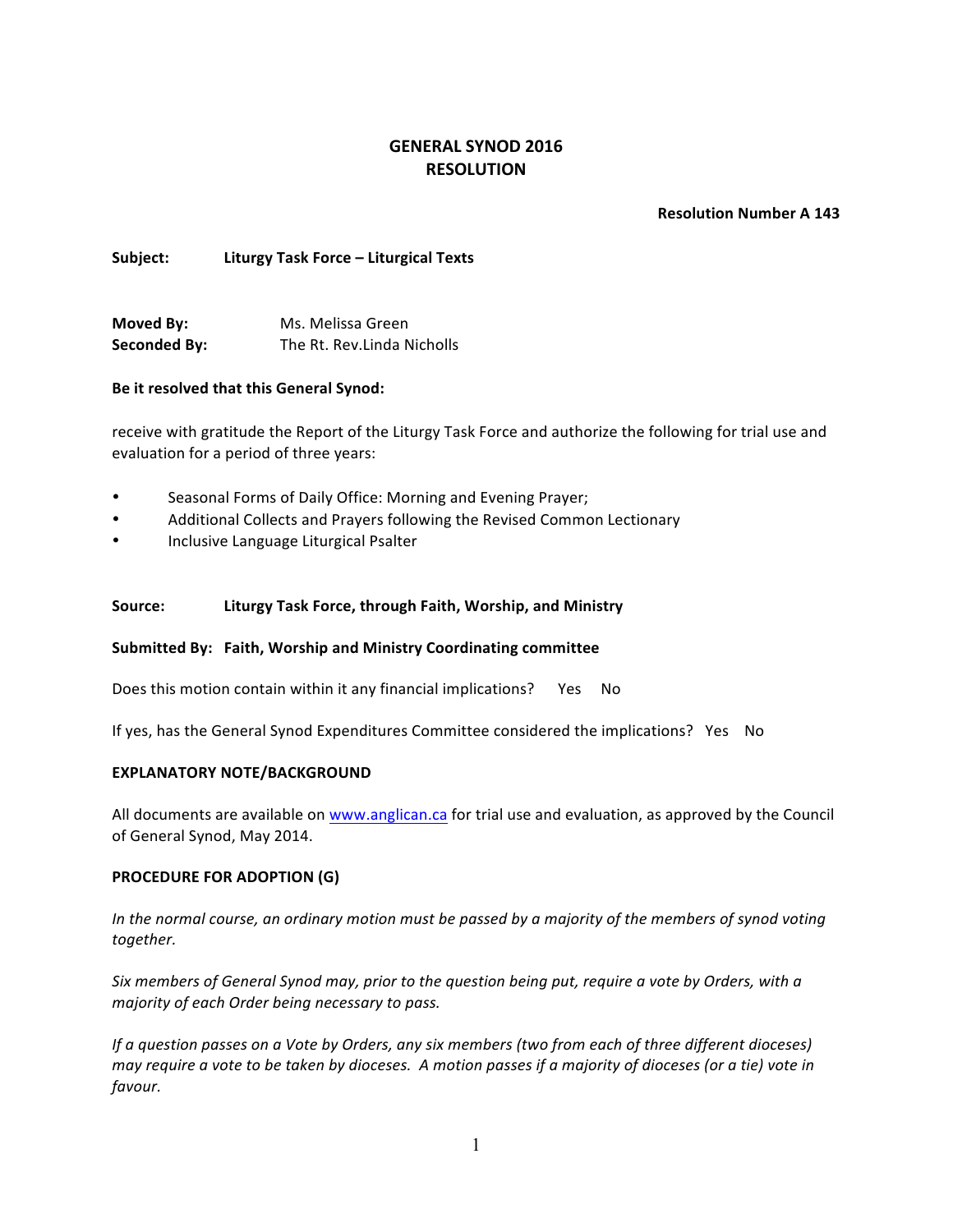# GENERAL SYNOD 2016
# RESOLUTION

**Resolution Number A 143**

**Subject:** **Liturgy Task Force – Liturgical Texts**

**Moved By:** Ms. Melissa Green
**Seconded By:** The Rt. Rev.Linda Nicholls

**Be it resolved that this General Synod:**

receive with gratitude the Report of the Liturgy Task Force and authorize the following for trial use and evaluation for a period of three years:

- Seasonal Forms of Daily Office: Morning and Evening Prayer;
- Additional Collects and Prayers following the Revised Common Lectionary
- Inclusive Language Liturgical Psalter

**Source:** **Liturgy Task Force, through Faith, Worship, and Ministry**

**Submitted By:** **Faith, Worship and Ministry Coordinating committee**

Does this motion contain within it any financial implications? Yes No

If yes, has the General Synod Expenditures Committee considered the implications? Yes No

**EXPLANATORY NOTE/BACKGROUND**

All documents are available on www.anglican.ca for trial use and evaluation, as approved by the Council of General Synod, May 2014.

**PROCEDURE FOR ADOPTION (G)**

*In the normal course, an ordinary motion must be passed by a majority of the members of synod voting together.*

*Six members of General Synod may, prior to the question being put, require a vote by Orders, with a majority of each Order being necessary to pass.*

*If a question passes on a Vote by Orders, any six members (two from each of three different dioceses) may require a vote to be taken by dioceses. A motion passes if a majority of dioceses (or a tie) vote in favour.*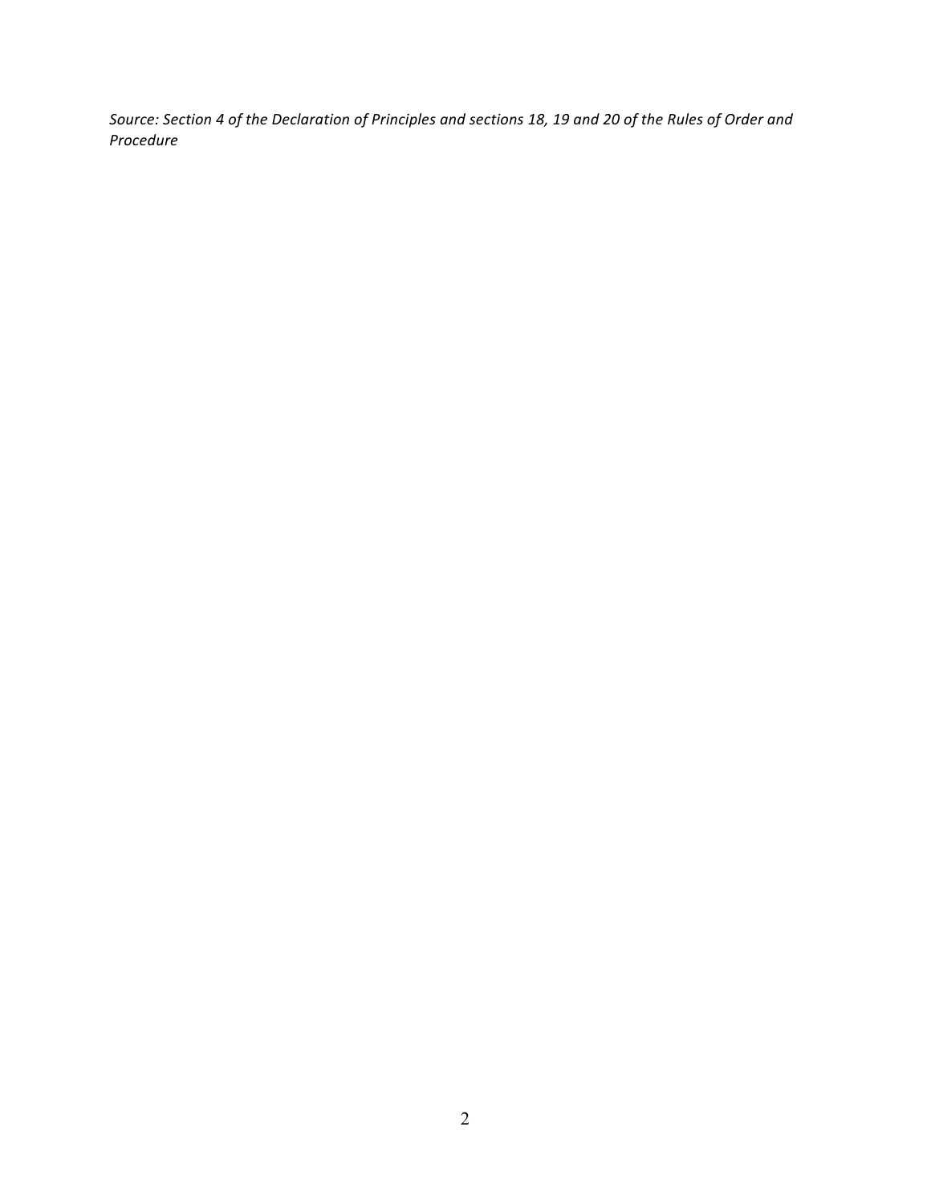*Source: Section 4 of the Declaration of Principles and sections 18, 19 and 20 of the Rules of Order and Procedure*